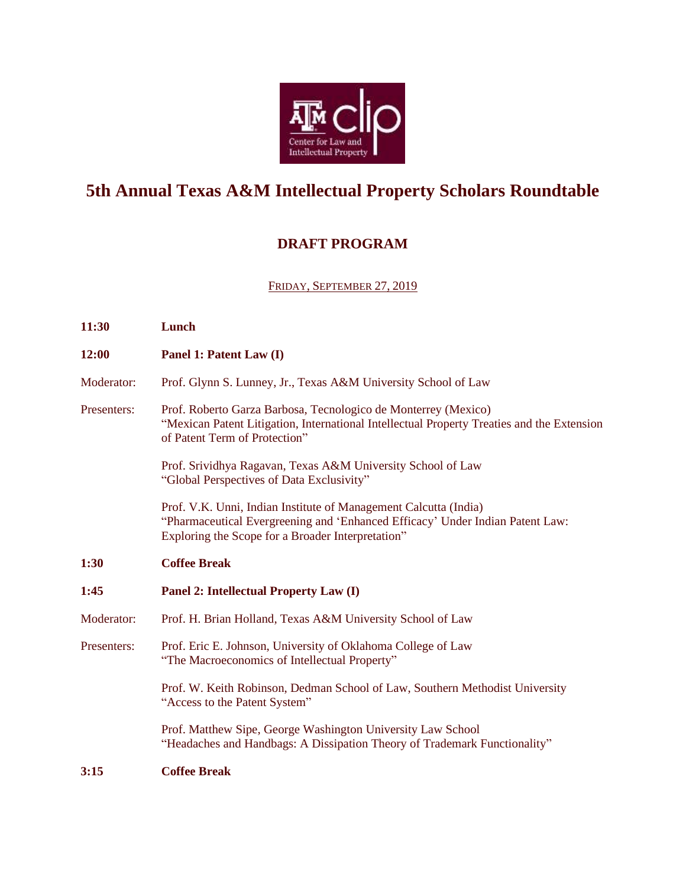# 5th Annual Texas A&M Intellectual Property Scholars Roundtable

## DRAFT PROGRAM

FRIDAY, SEPTEMBER 27, 2019

**11:30** **Lunch**

**12:00** **Panel 1: Patent Law (I)**

Moderator: Prof. Glynn S. Lunney, Jr., Texas A&M University School of Law

Presenters:

Prof. Roberto Garza Barbosa, Tecnologico de Monterrey (Mexico)
"Mexican Patent Litigation, International Intellectual Property Treaties and the Extension of Patent Term of Protection"

Prof. Srividhya Ragavan, Texas A&M University School of Law
"Global Perspectives of Data Exclusivity"

Prof. V.K. Unni, Indian Institute of Management Calcutta (India)
"Pharmaceutical Evergreening and 'Enhanced Efficacy' Under Indian Patent Law: Exploring the Scope for a Broader Interpretation"

**1:30** **Coffee Break**

**1:45** **Panel 2: Intellectual Property Law (I)**

Moderator: Prof. H. Brian Holland, Texas A&M University School of Law

Presenters:

Prof. Eric E. Johnson, University of Oklahoma College of Law
"The Macroeconomics of Intellectual Property"

Prof. W. Keith Robinson, Dedman School of Law, Southern Methodist University
"Access to the Patent System"

Prof. Matthew Sipe, George Washington University Law School
"Headaches and Handbags: A Dissipation Theory of Trademark Functionality"

**3:15** **Coffee Break**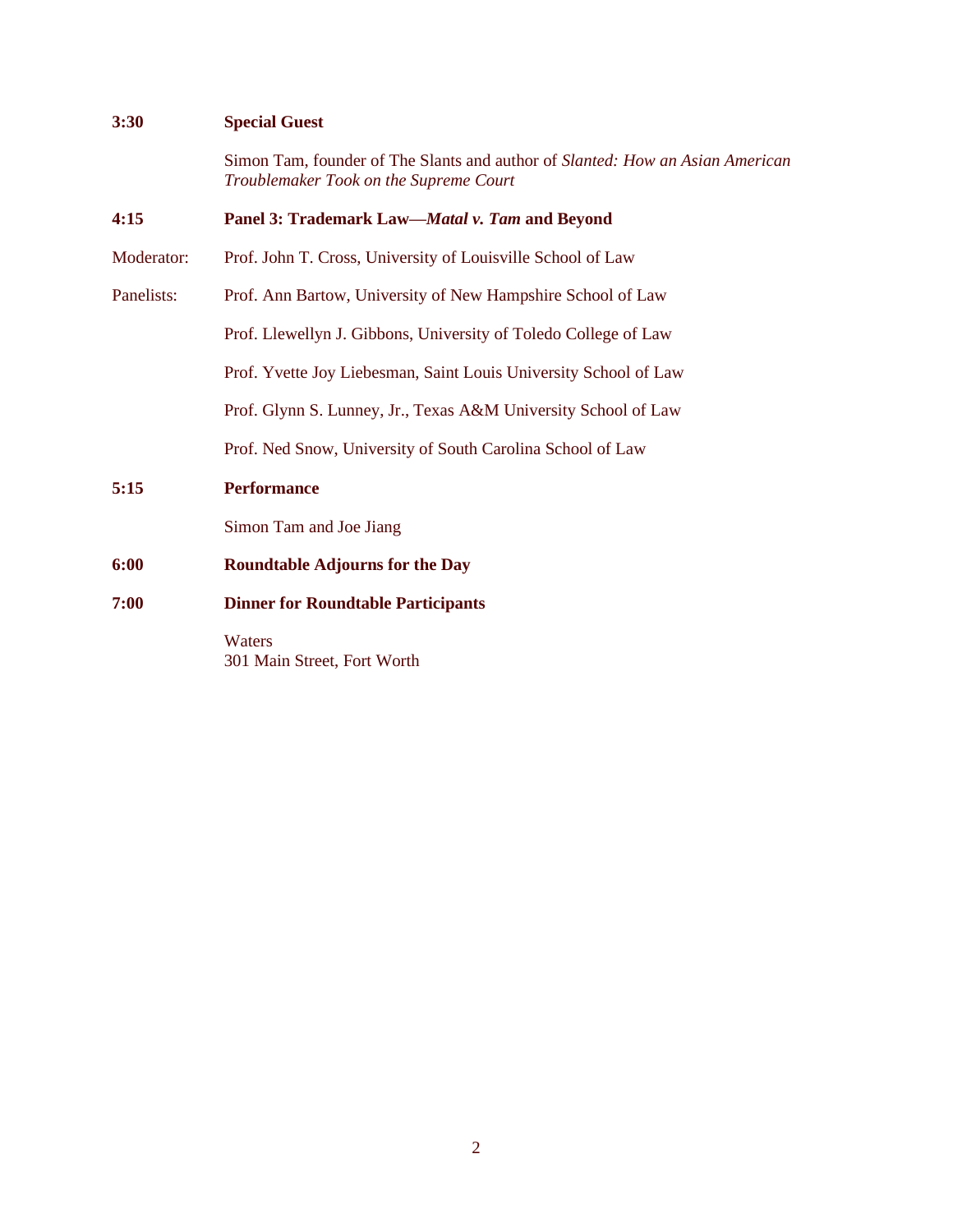**3:30** **Special Guest**

Simon Tam, founder of The Slants and author of *Slanted: How an Asian American Troublemaker Took on the Supreme Court*

**4:15** **Panel 3: Trademark Law—*Matal v. Tam* and Beyond**

Moderator: Prof. John T. Cross, University of Louisville School of Law

Panelists: Prof. Ann Bartow, University of New Hampshire School of Law

Prof. Llewellyn J. Gibbons, University of Toledo College of Law

Prof. Yvette Joy Liebesman, Saint Louis University School of Law

Prof. Glynn S. Lunney, Jr., Texas A&M University School of Law

Prof. Ned Snow, University of South Carolina School of Law

**5:15** **Performance**

Simon Tam and Joe Jiang

**6:00** **Roundtable Adjourns for the Day**

**7:00** **Dinner for Roundtable Participants**

Waters
301 Main Street, Fort Worth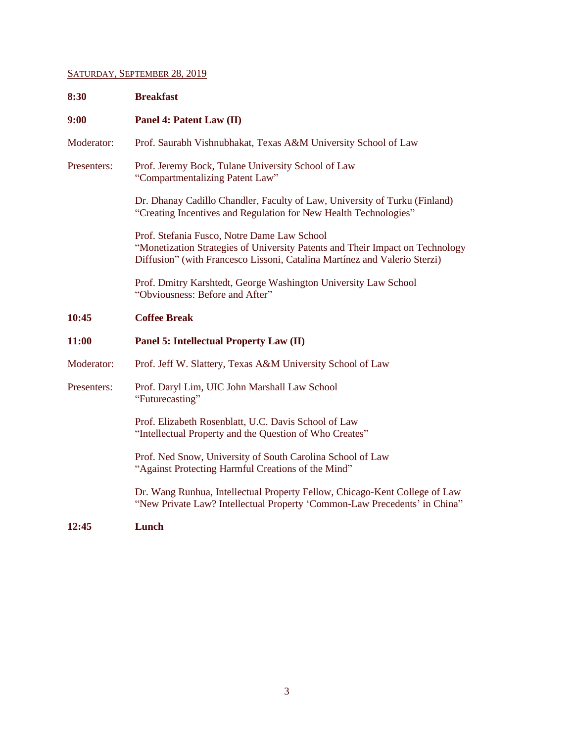SATURDAY, SEPTEMBER 28, 2019

**8:30** **Breakfast**

**9:00** **Panel 4: Patent Law (II)**

Moderator: Prof. Saurabh Vishnubhakat, Texas A&M University School of Law

Presenters:

Prof. Jeremy Bock, Tulane University School of Law
"Compartmentalizing Patent Law"

Dr. Dhanay Cadillo Chandler, Faculty of Law, University of Turku (Finland)
"Creating Incentives and Regulation for New Health Technologies"

Prof. Stefania Fusco, Notre Dame Law School
"Monetization Strategies of University Patents and Their Impact on Technology Diffusion" (with Francesco Lissoni, Catalina Martínez and Valerio Sterzi)

Prof. Dmitry Karshtedt, George Washington University Law School
"Obviousness: Before and After"

**10:45** **Coffee Break**

**11:00** **Panel 5: Intellectual Property Law (II)**

Moderator: Prof. Jeff W. Slattery, Texas A&M University School of Law

Presenters:

Prof. Daryl Lim, UIC John Marshall Law School
"Futurecasting"

Prof. Elizabeth Rosenblatt, U.C. Davis School of Law
"Intellectual Property and the Question of Who Creates"

Prof. Ned Snow, University of South Carolina School of Law
"Against Protecting Harmful Creations of the Mind"

Dr. Wang Runhua, Intellectual Property Fellow, Chicago-Kent College of Law
"New Private Law? Intellectual Property 'Common-Law Precedents' in China"

**12:45** **Lunch**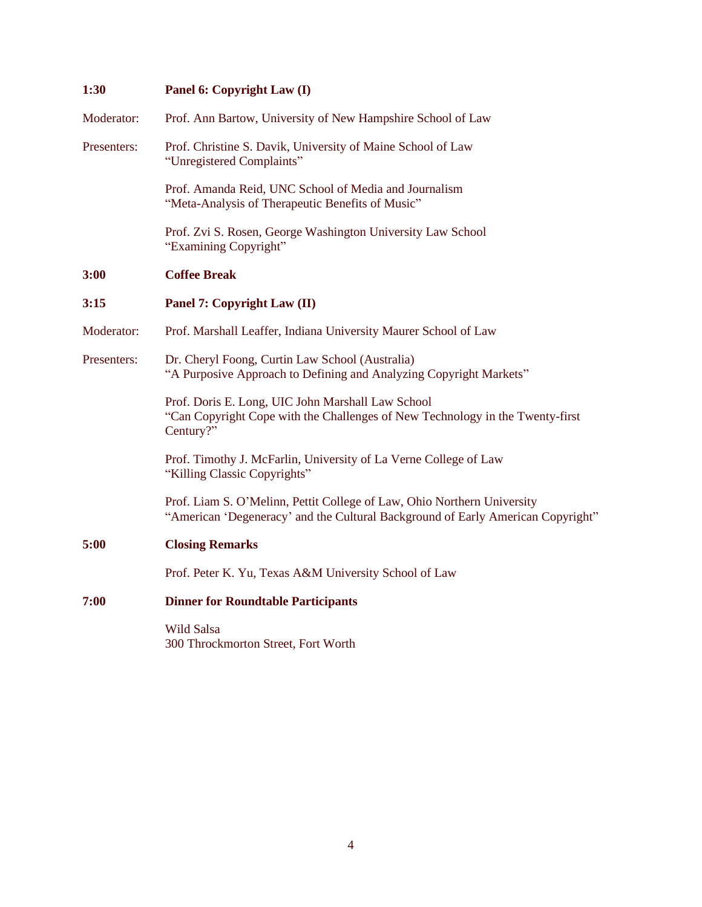**1:30** **Panel 6: Copyright Law (I)**

Moderator: Prof. Ann Bartow, University of New Hampshire School of Law

Presenters: Prof. Christine S. Davik, University of Maine School of Law
"Unregistered Complaints"

Prof. Amanda Reid, UNC School of Media and Journalism
"Meta-Analysis of Therapeutic Benefits of Music"

Prof. Zvi S. Rosen, George Washington University Law School
"Examining Copyright"

**3:00** **Coffee Break**

**3:15** **Panel 7: Copyright Law (II)**

Moderator: Prof. Marshall Leaffer, Indiana University Maurer School of Law

Presenters: Dr. Cheryl Foong, Curtin Law School (Australia)
"A Purposive Approach to Defining and Analyzing Copyright Markets"

Prof. Doris E. Long, UIC John Marshall Law School
"Can Copyright Cope with the Challenges of New Technology in the Twenty-first Century?"

Prof. Timothy J. McFarlin, University of La Verne College of Law
"Killing Classic Copyrights"

Prof. Liam S. O'Melinn, Pettit College of Law, Ohio Northern University
"American 'Degeneracy' and the Cultural Background of Early American Copyright"

**5:00** **Closing Remarks**

Prof. Peter K. Yu, Texas A&M University School of Law

**7:00** **Dinner for Roundtable Participants**

Wild Salsa
300 Throckmorton Street, Fort Worth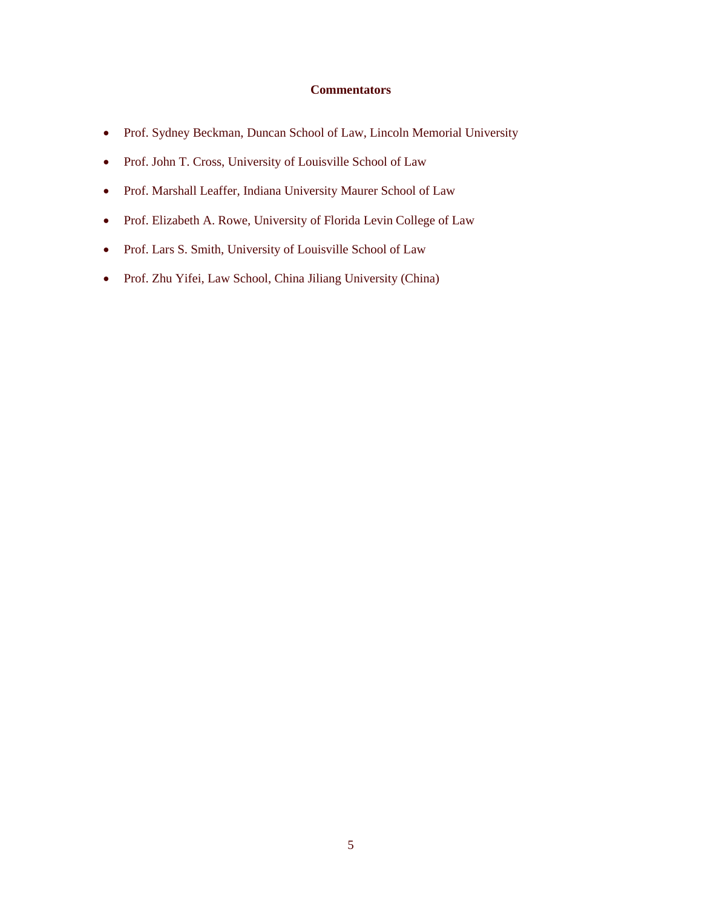**Commentators**

- Prof. Sydney Beckman, Duncan School of Law, Lincoln Memorial University
- Prof. John T. Cross, University of Louisville School of Law
- Prof. Marshall Leaffer, Indiana University Maurer School of Law
- Prof. Elizabeth A. Rowe, University of Florida Levin College of Law
- Prof. Lars S. Smith, University of Louisville School of Law
- Prof. Zhu Yifei, Law School, China Jiliang University (China)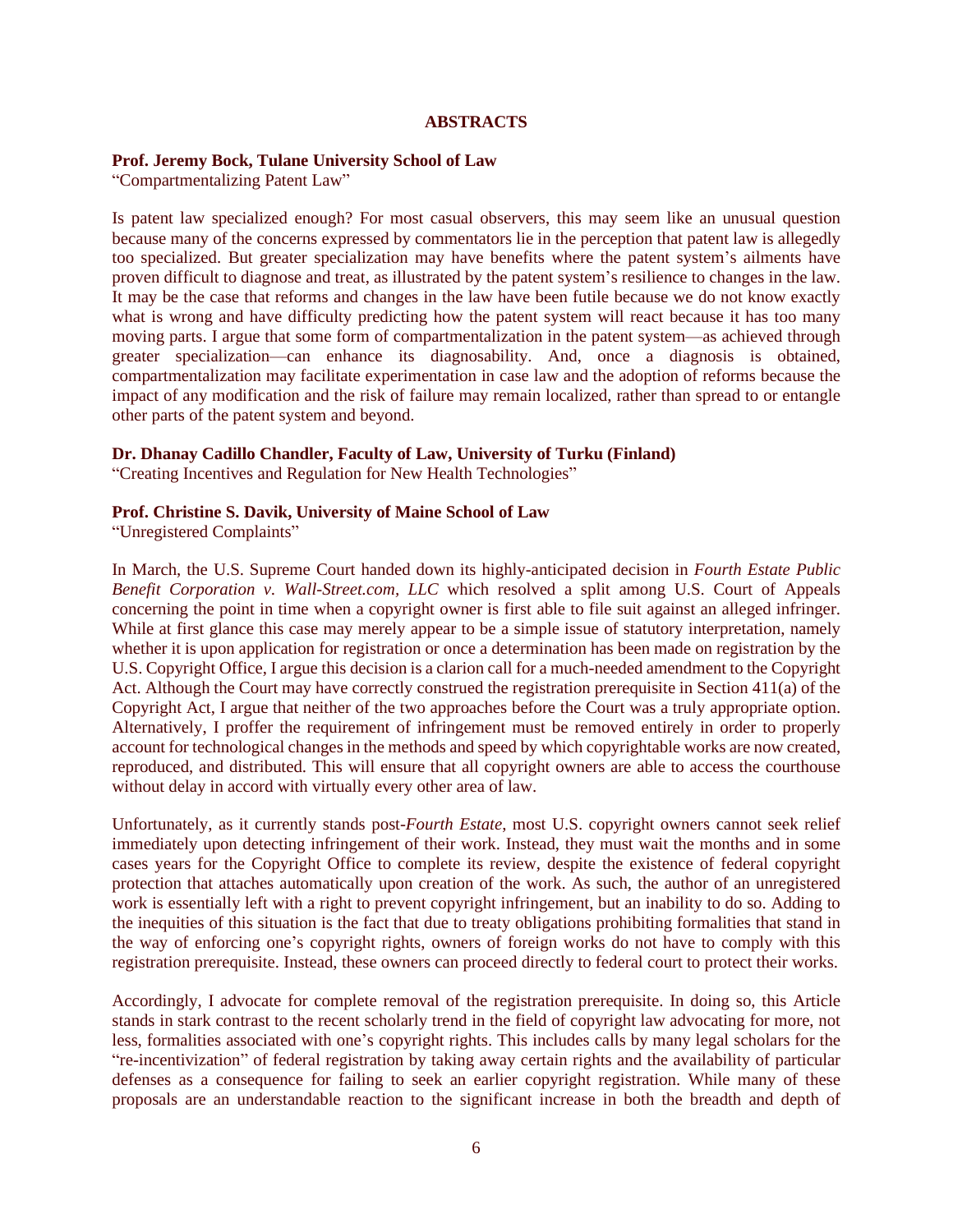**ABSTRACTS**

**Prof. Jeremy Bock, Tulane University School of Law**
"Compartmentalizing Patent Law"

Is patent law specialized enough? For most casual observers, this may seem like an unusual question because many of the concerns expressed by commentators lie in the perception that patent law is allegedly too specialized. But greater specialization may have benefits where the patent system's ailments have proven difficult to diagnose and treat, as illustrated by the patent system's resilience to changes in the law. It may be the case that reforms and changes in the law have been futile because we do not know exactly what is wrong and have difficulty predicting how the patent system will react because it has too many moving parts. I argue that some form of compartmentalization in the patent system—as achieved through greater specialization—can enhance its diagnosability. And, once a diagnosis is obtained, compartmentalization may facilitate experimentation in case law and the adoption of reforms because the impact of any modification and the risk of failure may remain localized, rather than spread to or entangle other parts of the patent system and beyond.

**Dr. Dhanay Cadillo Chandler, Faculty of Law, University of Turku (Finland)**
"Creating Incentives and Regulation for New Health Technologies"

**Prof. Christine S. Davik, University of Maine School of Law**
"Unregistered Complaints"

In March, the U.S. Supreme Court handed down its highly-anticipated decision in *Fourth Estate Public Benefit Corporation v. Wall-Street.com, LLC* which resolved a split among U.S. Court of Appeals concerning the point in time when a copyright owner is first able to file suit against an alleged infringer. While at first glance this case may merely appear to be a simple issue of statutory interpretation, namely whether it is upon application for registration or once a determination has been made on registration by the U.S. Copyright Office, I argue this decision is a clarion call for a much-needed amendment to the Copyright Act. Although the Court may have correctly construed the registration prerequisite in Section 411(a) of the Copyright Act, I argue that neither of the two approaches before the Court was a truly appropriate option. Alternatively, I proffer the requirement of infringement must be removed entirely in order to properly account for technological changes in the methods and speed by which copyrightable works are now created, reproduced, and distributed. This will ensure that all copyright owners are able to access the courthouse without delay in accord with virtually every other area of law.

Unfortunately, as it currently stands post-*Fourth Estate*, most U.S. copyright owners cannot seek relief immediately upon detecting infringement of their work. Instead, they must wait the months and in some cases years for the Copyright Office to complete its review, despite the existence of federal copyright protection that attaches automatically upon creation of the work. As such, the author of an unregistered work is essentially left with a right to prevent copyright infringement, but an inability to do so. Adding to the inequities of this situation is the fact that due to treaty obligations prohibiting formalities that stand in the way of enforcing one's copyright rights, owners of foreign works do not have to comply with this registration prerequisite. Instead, these owners can proceed directly to federal court to protect their works.

Accordingly, I advocate for complete removal of the registration prerequisite. In doing so, this Article stands in stark contrast to the recent scholarly trend in the field of copyright law advocating for more, not less, formalities associated with one's copyright rights. This includes calls by many legal scholars for the "re-incentivization" of federal registration by taking away certain rights and the availability of particular defenses as a consequence for failing to seek an earlier copyright registration. While many of these proposals are an understandable reaction to the significant increase in both the breadth and depth of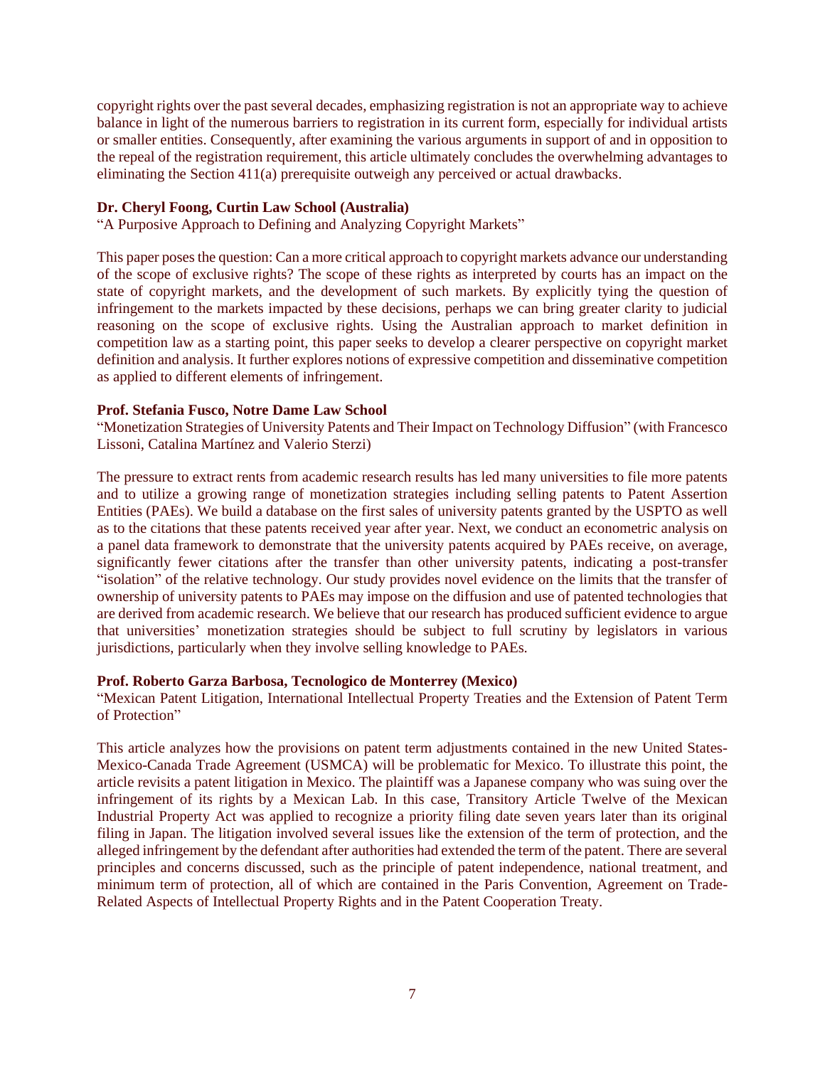copyright rights over the past several decades, emphasizing registration is not an appropriate way to achieve balance in light of the numerous barriers to registration in its current form, especially for individual artists or smaller entities. Consequently, after examining the various arguments in support of and in opposition to the repeal of the registration requirement, this article ultimately concludes the overwhelming advantages to eliminating the Section 411(a) prerequisite outweigh any perceived or actual drawbacks.

**Dr. Cheryl Foong, Curtin Law School (Australia)**
"A Purposive Approach to Defining and Analyzing Copyright Markets"

This paper poses the question: Can a more critical approach to copyright markets advance our understanding of the scope of exclusive rights? The scope of these rights as interpreted by courts has an impact on the state of copyright markets, and the development of such markets. By explicitly tying the question of infringement to the markets impacted by these decisions, perhaps we can bring greater clarity to judicial reasoning on the scope of exclusive rights. Using the Australian approach to market definition in competition law as a starting point, this paper seeks to develop a clearer perspective on copyright market definition and analysis. It further explores notions of expressive competition and disseminative competition as applied to different elements of infringement.

**Prof. Stefania Fusco, Notre Dame Law School**
"Monetization Strategies of University Patents and Their Impact on Technology Diffusion" (with Francesco Lissoni, Catalina Martínez and Valerio Sterzi)

The pressure to extract rents from academic research results has led many universities to file more patents and to utilize a growing range of monetization strategies including selling patents to Patent Assertion Entities (PAEs). We build a database on the first sales of university patents granted by the USPTO as well as to the citations that these patents received year after year. Next, we conduct an econometric analysis on a panel data framework to demonstrate that the university patents acquired by PAEs receive, on average, significantly fewer citations after the transfer than other university patents, indicating a post-transfer "isolation" of the relative technology. Our study provides novel evidence on the limits that the transfer of ownership of university patents to PAEs may impose on the diffusion and use of patented technologies that are derived from academic research. We believe that our research has produced sufficient evidence to argue that universities' monetization strategies should be subject to full scrutiny by legislators in various jurisdictions, particularly when they involve selling knowledge to PAEs.

**Prof. Roberto Garza Barbosa, Tecnologico de Monterrey (Mexico)**
"Mexican Patent Litigation, International Intellectual Property Treaties and the Extension of Patent Term of Protection"

This article analyzes how the provisions on patent term adjustments contained in the new United States-Mexico-Canada Trade Agreement (USMCA) will be problematic for Mexico. To illustrate this point, the article revisits a patent litigation in Mexico. The plaintiff was a Japanese company who was suing over the infringement of its rights by a Mexican Lab. In this case, Transitory Article Twelve of the Mexican Industrial Property Act was applied to recognize a priority filing date seven years later than its original filing in Japan. The litigation involved several issues like the extension of the term of protection, and the alleged infringement by the defendant after authorities had extended the term of the patent. There are several principles and concerns discussed, such as the principle of patent independence, national treatment, and minimum term of protection, all of which are contained in the Paris Convention, Agreement on Trade-Related Aspects of Intellectual Property Rights and in the Patent Cooperation Treaty.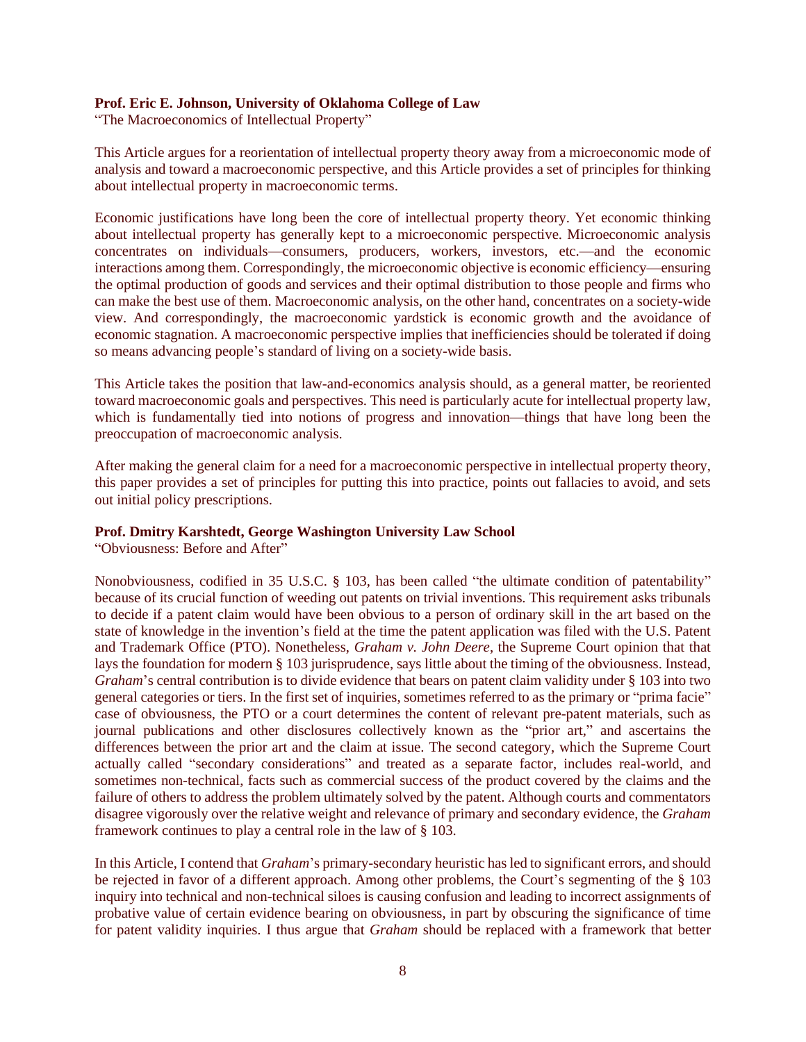**Prof. Eric E. Johnson, University of Oklahoma College of Law**
"The Macroeconomics of Intellectual Property"

This Article argues for a reorientation of intellectual property theory away from a microeconomic mode of analysis and toward a macroeconomic perspective, and this Article provides a set of principles for thinking about intellectual property in macroeconomic terms.

Economic justifications have long been the core of intellectual property theory. Yet economic thinking about intellectual property has generally kept to a microeconomic perspective. Microeconomic analysis concentrates on individuals—consumers, producers, workers, investors, etc.—and the economic interactions among them. Correspondingly, the microeconomic objective is economic efficiency—ensuring the optimal production of goods and services and their optimal distribution to those people and firms who can make the best use of them. Macroeconomic analysis, on the other hand, concentrates on a society-wide view. And correspondingly, the macroeconomic yardstick is economic growth and the avoidance of economic stagnation. A macroeconomic perspective implies that inefficiencies should be tolerated if doing so means advancing people's standard of living on a society-wide basis.

This Article takes the position that law-and-economics analysis should, as a general matter, be reoriented toward macroeconomic goals and perspectives. This need is particularly acute for intellectual property law, which is fundamentally tied into notions of progress and innovation—things that have long been the preoccupation of macroeconomic analysis.

After making the general claim for a need for a macroeconomic perspective in intellectual property theory, this paper provides a set of principles for putting this into practice, points out fallacies to avoid, and sets out initial policy prescriptions.

**Prof. Dmitry Karshtedt, George Washington University Law School**
"Obviousness: Before and After"

Nonobviousness, codified in 35 U.S.C. § 103, has been called "the ultimate condition of patentability" because of its crucial function of weeding out patents on trivial inventions. This requirement asks tribunals to decide if a patent claim would have been obvious to a person of ordinary skill in the art based on the state of knowledge in the invention's field at the time the patent application was filed with the U.S. Patent and Trademark Office (PTO). Nonetheless, *Graham v. John Deere*, the Supreme Court opinion that that lays the foundation for modern § 103 jurisprudence, says little about the timing of the obviousness. Instead, *Graham*'s central contribution is to divide evidence that bears on patent claim validity under § 103 into two general categories or tiers. In the first set of inquiries, sometimes referred to as the primary or "prima facie" case of obviousness, the PTO or a court determines the content of relevant pre-patent materials, such as journal publications and other disclosures collectively known as the "prior art," and ascertains the differences between the prior art and the claim at issue. The second category, which the Supreme Court actually called "secondary considerations" and treated as a separate factor, includes real-world, and sometimes non-technical, facts such as commercial success of the product covered by the claims and the failure of others to address the problem ultimately solved by the patent. Although courts and commentators disagree vigorously over the relative weight and relevance of primary and secondary evidence, the *Graham* framework continues to play a central role in the law of § 103.

In this Article, I contend that *Graham*'s primary-secondary heuristic has led to significant errors, and should be rejected in favor of a different approach. Among other problems, the Court's segmenting of the § 103 inquiry into technical and non-technical siloes is causing confusion and leading to incorrect assignments of probative value of certain evidence bearing on obviousness, in part by obscuring the significance of time for patent validity inquiries. I thus argue that *Graham* should be replaced with a framework that better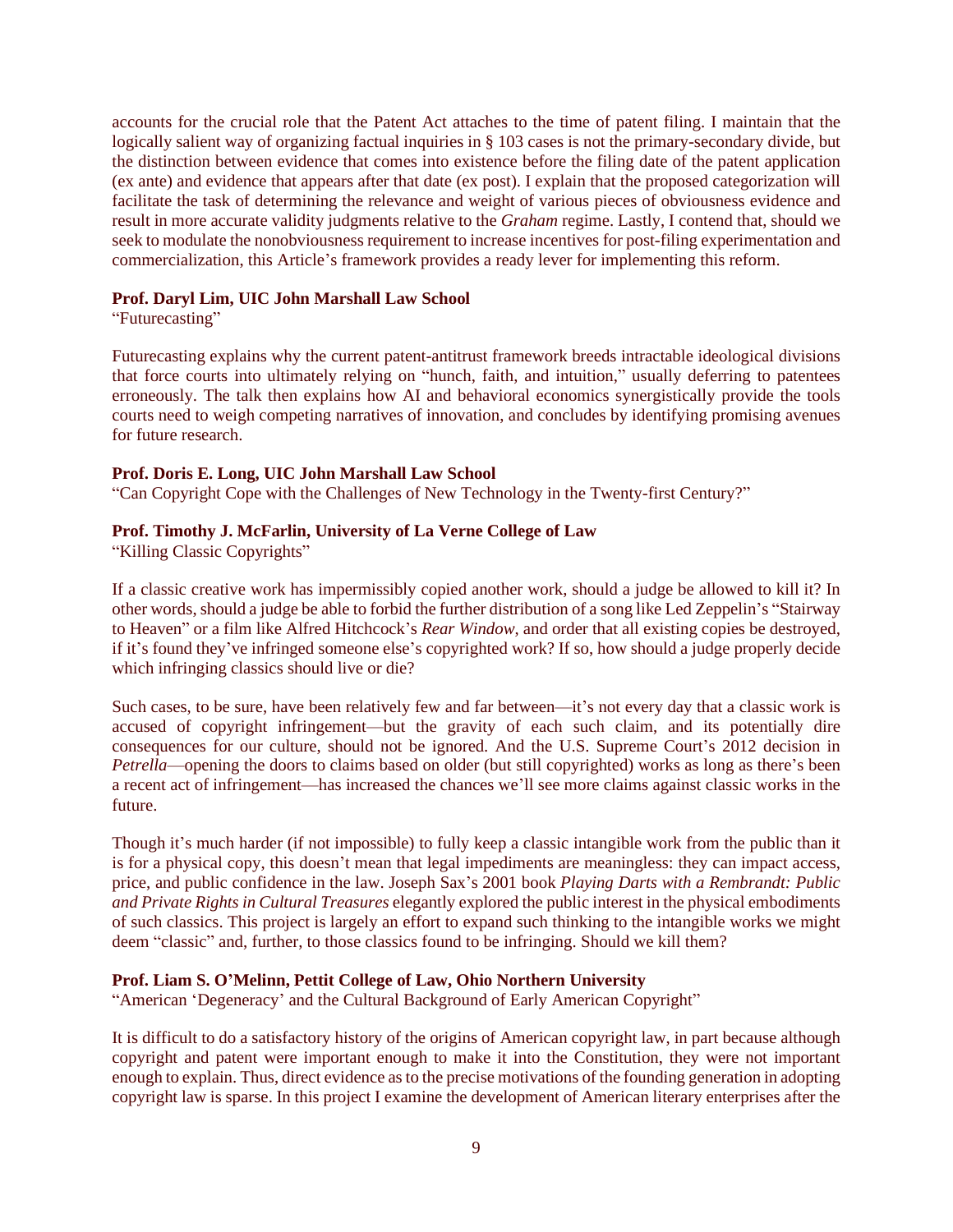accounts for the crucial role that the Patent Act attaches to the time of patent filing. I maintain that the logically salient way of organizing factual inquiries in § 103 cases is not the primary-secondary divide, but the distinction between evidence that comes into existence before the filing date of the patent application (ex ante) and evidence that appears after that date (ex post). I explain that the proposed categorization will facilitate the task of determining the relevance and weight of various pieces of obviousness evidence and result in more accurate validity judgments relative to the *Graham* regime. Lastly, I contend that, should we seek to modulate the nonobviousness requirement to increase incentives for post-filing experimentation and commercialization, this Article's framework provides a ready lever for implementing this reform.

**Prof. Daryl Lim, UIC John Marshall Law School**
"Futurecasting"

Futurecasting explains why the current patent-antitrust framework breeds intractable ideological divisions that force courts into ultimately relying on "hunch, faith, and intuition," usually deferring to patentees erroneously. The talk then explains how AI and behavioral economics synergistically provide the tools courts need to weigh competing narratives of innovation, and concludes by identifying promising avenues for future research.

**Prof. Doris E. Long, UIC John Marshall Law School**
"Can Copyright Cope with the Challenges of New Technology in the Twenty-first Century?"

**Prof. Timothy J. McFarlin, University of La Verne College of Law**
"Killing Classic Copyrights"

If a classic creative work has impermissibly copied another work, should a judge be allowed to kill it? In other words, should a judge be able to forbid the further distribution of a song like Led Zeppelin's "Stairway to Heaven" or a film like Alfred Hitchcock's *Rear Window*, and order that all existing copies be destroyed, if it's found they've infringed someone else's copyrighted work? If so, how should a judge properly decide which infringing classics should live or die?

Such cases, to be sure, have been relatively few and far between—it's not every day that a classic work is accused of copyright infringement—but the gravity of each such claim, and its potentially dire consequences for our culture, should not be ignored. And the U.S. Supreme Court's 2012 decision in *Petrella*—opening the doors to claims based on older (but still copyrighted) works as long as there's been a recent act of infringement—has increased the chances we'll see more claims against classic works in the future.

Though it's much harder (if not impossible) to fully keep a classic intangible work from the public than it is for a physical copy, this doesn't mean that legal impediments are meaningless: they can impact access, price, and public confidence in the law. Joseph Sax's 2001 book *Playing Darts with a Rembrandt: Public and Private Rights in Cultural Treasures* elegantly explored the public interest in the physical embodiments of such classics. This project is largely an effort to expand such thinking to the intangible works we might deem "classic" and, further, to those classics found to be infringing. Should we kill them?

**Prof. Liam S. O'Melinn, Pettit College of Law, Ohio Northern University**
"American 'Degeneracy' and the Cultural Background of Early American Copyright"

It is difficult to do a satisfactory history of the origins of American copyright law, in part because although copyright and patent were important enough to make it into the Constitution, they were not important enough to explain. Thus, direct evidence as to the precise motivations of the founding generation in adopting copyright law is sparse. In this project I examine the development of American literary enterprises after the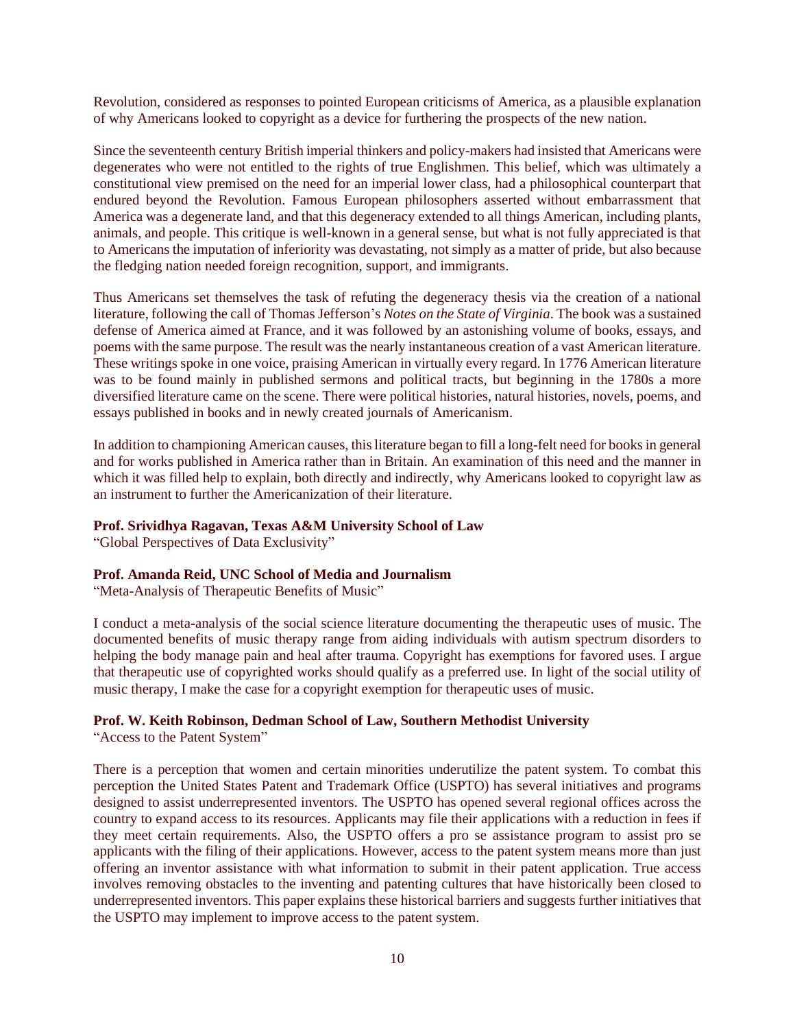Revolution, considered as responses to pointed European criticisms of America, as a plausible explanation of why Americans looked to copyright as a device for furthering the prospects of the new nation.

Since the seventeenth century British imperial thinkers and policy-makers had insisted that Americans were degenerates who were not entitled to the rights of true Englishmen. This belief, which was ultimately a constitutional view premised on the need for an imperial lower class, had a philosophical counterpart that endured beyond the Revolution. Famous European philosophers asserted without embarrassment that America was a degenerate land, and that this degeneracy extended to all things American, including plants, animals, and people. This critique is well-known in a general sense, but what is not fully appreciated is that to Americans the imputation of inferiority was devastating, not simply as a matter of pride, but also because the fledging nation needed foreign recognition, support, and immigrants.

Thus Americans set themselves the task of refuting the degeneracy thesis via the creation of a national literature, following the call of Thomas Jefferson's *Notes on the State of Virginia*. The book was a sustained defense of America aimed at France, and it was followed by an astonishing volume of books, essays, and poems with the same purpose. The result was the nearly instantaneous creation of a vast American literature. These writings spoke in one voice, praising American in virtually every regard. In 1776 American literature was to be found mainly in published sermons and political tracts, but beginning in the 1780s a more diversified literature came on the scene. There were political histories, natural histories, novels, poems, and essays published in books and in newly created journals of Americanism.

In addition to championing American causes, this literature began to fill a long-felt need for books in general and for works published in America rather than in Britain. An examination of this need and the manner in which it was filled help to explain, both directly and indirectly, why Americans looked to copyright law as an instrument to further the Americanization of their literature.

**Prof. Srividhya Ragavan, Texas A&M University School of Law**
"Global Perspectives of Data Exclusivity"

**Prof. Amanda Reid, UNC School of Media and Journalism**
"Meta-Analysis of Therapeutic Benefits of Music"

I conduct a meta-analysis of the social science literature documenting the therapeutic uses of music. The documented benefits of music therapy range from aiding individuals with autism spectrum disorders to helping the body manage pain and heal after trauma. Copyright has exemptions for favored uses. I argue that therapeutic use of copyrighted works should qualify as a preferred use. In light of the social utility of music therapy, I make the case for a copyright exemption for therapeutic uses of music.

**Prof. W. Keith Robinson, Dedman School of Law, Southern Methodist University**
"Access to the Patent System"

There is a perception that women and certain minorities underutilize the patent system. To combat this perception the United States Patent and Trademark Office (USPTO) has several initiatives and programs designed to assist underrepresented inventors. The USPTO has opened several regional offices across the country to expand access to its resources. Applicants may file their applications with a reduction in fees if they meet certain requirements. Also, the USPTO offers a pro se assistance program to assist pro se applicants with the filing of their applications. However, access to the patent system means more than just offering an inventor assistance with what information to submit in their patent application. True access involves removing obstacles to the inventing and patenting cultures that have historically been closed to underrepresented inventors. This paper explains these historical barriers and suggests further initiatives that the USPTO may implement to improve access to the patent system.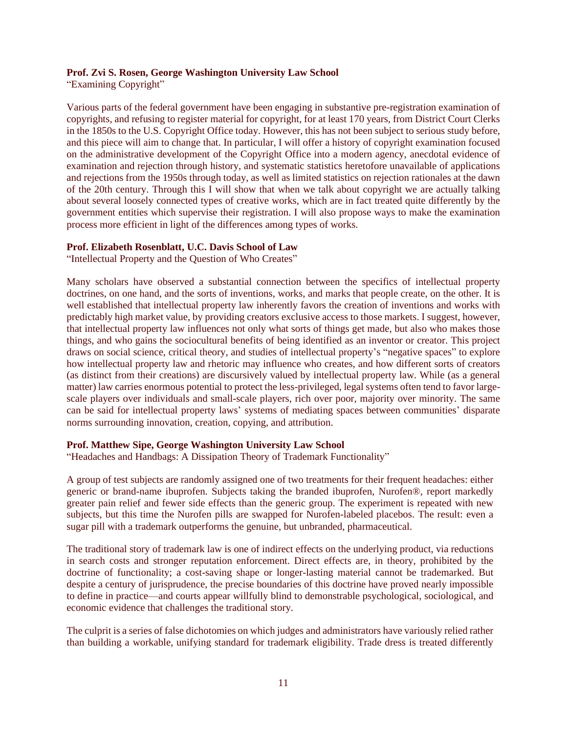**Prof. Zvi S. Rosen, George Washington University Law School**
"Examining Copyright"

Various parts of the federal government have been engaging in substantive pre-registration examination of copyrights, and refusing to register material for copyright, for at least 170 years, from District Court Clerks in the 1850s to the U.S. Copyright Office today. However, this has not been subject to serious study before, and this piece will aim to change that. In particular, I will offer a history of copyright examination focused on the administrative development of the Copyright Office into a modern agency, anecdotal evidence of examination and rejection through history, and systematic statistics heretofore unavailable of applications and rejections from the 1950s through today, as well as limited statistics on rejection rationales at the dawn of the 20th century. Through this I will show that when we talk about copyright we are actually talking about several loosely connected types of creative works, which are in fact treated quite differently by the government entities which supervise their registration. I will also propose ways to make the examination process more efficient in light of the differences among types of works.

**Prof. Elizabeth Rosenblatt, U.C. Davis School of Law**
"Intellectual Property and the Question of Who Creates"

Many scholars have observed a substantial connection between the specifics of intellectual property doctrines, on one hand, and the sorts of inventions, works, and marks that people create, on the other. It is well established that intellectual property law inherently favors the creation of inventions and works with predictably high market value, by providing creators exclusive access to those markets. I suggest, however, that intellectual property law influences not only what sorts of things get made, but also who makes those things, and who gains the sociocultural benefits of being identified as an inventor or creator. This project draws on social science, critical theory, and studies of intellectual property's "negative spaces" to explore how intellectual property law and rhetoric may influence who creates, and how different sorts of creators (as distinct from their creations) are discursively valued by intellectual property law. While (as a general matter) law carries enormous potential to protect the less-privileged, legal systems often tend to favor large-scale players over individuals and small-scale players, rich over poor, majority over minority. The same can be said for intellectual property laws' systems of mediating spaces between communities' disparate norms surrounding innovation, creation, copying, and attribution.

**Prof. Matthew Sipe, George Washington University Law School**
"Headaches and Handbags: A Dissipation Theory of Trademark Functionality"

A group of test subjects are randomly assigned one of two treatments for their frequent headaches: either generic or brand-name ibuprofen. Subjects taking the branded ibuprofen, Nurofen®, report markedly greater pain relief and fewer side effects than the generic group. The experiment is repeated with new subjects, but this time the Nurofen pills are swapped for Nurofen-labeled placebos. The result: even a sugar pill with a trademark outperforms the genuine, but unbranded, pharmaceutical.

The traditional story of trademark law is one of indirect effects on the underlying product, via reductions in search costs and stronger reputation enforcement. Direct effects are, in theory, prohibited by the doctrine of functionality; a cost-saving shape or longer-lasting material cannot be trademarked. But despite a century of jurisprudence, the precise boundaries of this doctrine have proved nearly impossible to define in practice—and courts appear willfully blind to demonstrable psychological, sociological, and economic evidence that challenges the traditional story.

The culprit is a series of false dichotomies on which judges and administrators have variously relied rather than building a workable, unifying standard for trademark eligibility. Trade dress is treated differently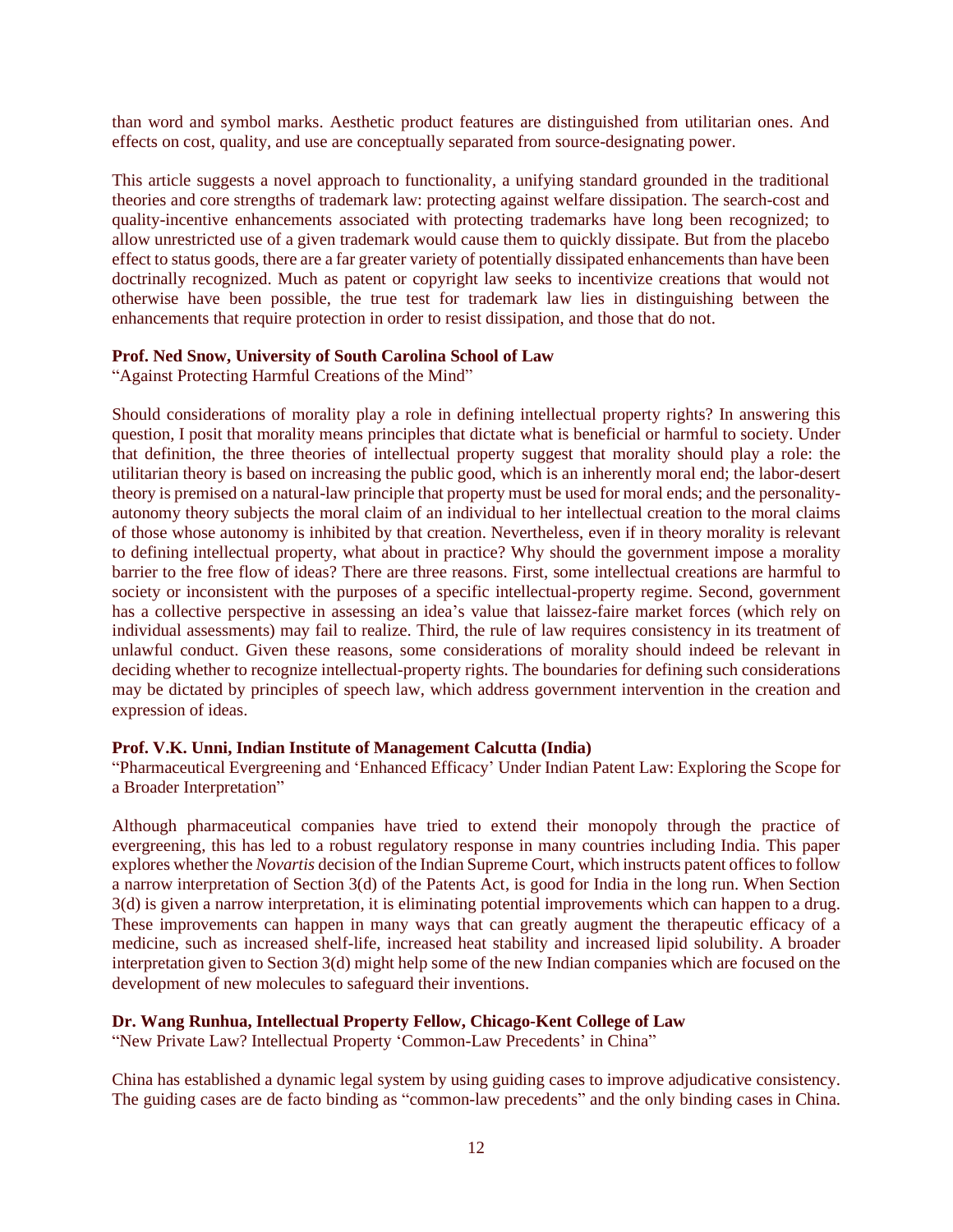than word and symbol marks. Aesthetic product features are distinguished from utilitarian ones. And effects on cost, quality, and use are conceptually separated from source-designating power.

This article suggests a novel approach to functionality, a unifying standard grounded in the traditional theories and core strengths of trademark law: protecting against welfare dissipation. The search-cost and quality-incentive enhancements associated with protecting trademarks have long been recognized; to allow unrestricted use of a given trademark would cause them to quickly dissipate. But from the placebo effect to status goods, there are a far greater variety of potentially dissipated enhancements than have been doctrinally recognized. Much as patent or copyright law seeks to incentivize creations that would not otherwise have been possible, the true test for trademark law lies in distinguishing between the enhancements that require protection in order to resist dissipation, and those that do not.

**Prof. Ned Snow, University of South Carolina School of Law**
"Against Protecting Harmful Creations of the Mind"

Should considerations of morality play a role in defining intellectual property rights? In answering this question, I posit that morality means principles that dictate what is beneficial or harmful to society. Under that definition, the three theories of intellectual property suggest that morality should play a role: the utilitarian theory is based on increasing the public good, which is an inherently moral end; the labor-desert theory is premised on a natural-law principle that property must be used for moral ends; and the personality-autonomy theory subjects the moral claim of an individual to her intellectual creation to the moral claims of those whose autonomy is inhibited by that creation. Nevertheless, even if in theory morality is relevant to defining intellectual property, what about in practice? Why should the government impose a morality barrier to the free flow of ideas? There are three reasons. First, some intellectual creations are harmful to society or inconsistent with the purposes of a specific intellectual-property regime. Second, government has a collective perspective in assessing an idea's value that laissez-faire market forces (which rely on individual assessments) may fail to realize. Third, the rule of law requires consistency in its treatment of unlawful conduct. Given these reasons, some considerations of morality should indeed be relevant in deciding whether to recognize intellectual-property rights. The boundaries for defining such considerations may be dictated by principles of speech law, which address government intervention in the creation and expression of ideas.

**Prof. V.K. Unni, Indian Institute of Management Calcutta (India)**
"Pharmaceutical Evergreening and 'Enhanced Efficacy' Under Indian Patent Law: Exploring the Scope for a Broader Interpretation"

Although pharmaceutical companies have tried to extend their monopoly through the practice of evergreening, this has led to a robust regulatory response in many countries including India. This paper explores whether the *Novartis* decision of the Indian Supreme Court, which instructs patent offices to follow a narrow interpretation of Section 3(d) of the Patents Act, is good for India in the long run. When Section 3(d) is given a narrow interpretation, it is eliminating potential improvements which can happen to a drug. These improvements can happen in many ways that can greatly augment the therapeutic efficacy of a medicine, such as increased shelf-life, increased heat stability and increased lipid solubility. A broader interpretation given to Section 3(d) might help some of the new Indian companies which are focused on the development of new molecules to safeguard their inventions.

**Dr. Wang Runhua, Intellectual Property Fellow, Chicago-Kent College of Law**
"New Private Law? Intellectual Property 'Common-Law Precedents' in China"

China has established a dynamic legal system by using guiding cases to improve adjudicative consistency. The guiding cases are de facto binding as "common-law precedents" and the only binding cases in China.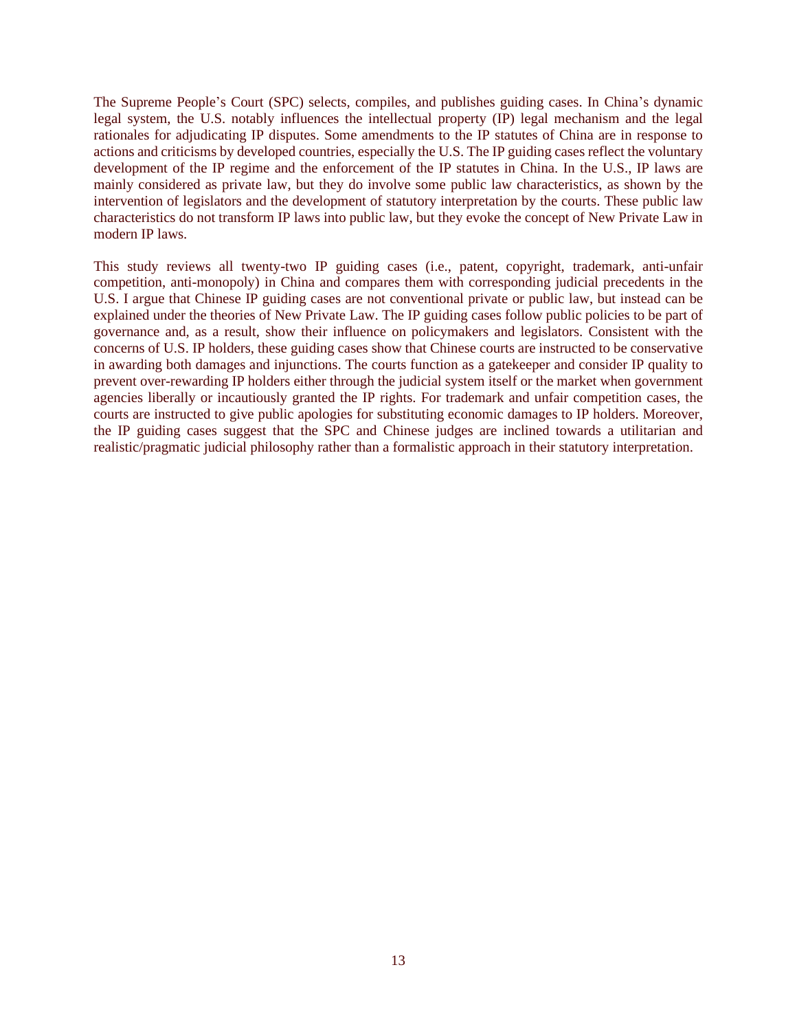The Supreme People's Court (SPC) selects, compiles, and publishes guiding cases. In China's dynamic legal system, the U.S. notably influences the intellectual property (IP) legal mechanism and the legal rationales for adjudicating IP disputes. Some amendments to the IP statutes of China are in response to actions and criticisms by developed countries, especially the U.S. The IP guiding cases reflect the voluntary development of the IP regime and the enforcement of the IP statutes in China. In the U.S., IP laws are mainly considered as private law, but they do involve some public law characteristics, as shown by the intervention of legislators and the development of statutory interpretation by the courts. These public law characteristics do not transform IP laws into public law, but they evoke the concept of New Private Law in modern IP laws.

This study reviews all twenty-two IP guiding cases (i.e., patent, copyright, trademark, anti-unfair competition, anti-monopoly) in China and compares them with corresponding judicial precedents in the U.S. I argue that Chinese IP guiding cases are not conventional private or public law, but instead can be explained under the theories of New Private Law. The IP guiding cases follow public policies to be part of governance and, as a result, show their influence on policymakers and legislators. Consistent with the concerns of U.S. IP holders, these guiding cases show that Chinese courts are instructed to be conservative in awarding both damages and injunctions. The courts function as a gatekeeper and consider IP quality to prevent over-rewarding IP holders either through the judicial system itself or the market when government agencies liberally or incautiously granted the IP rights. For trademark and unfair competition cases, the courts are instructed to give public apologies for substituting economic damages to IP holders. Moreover, the IP guiding cases suggest that the SPC and Chinese judges are inclined towards a utilitarian and realistic/pragmatic judicial philosophy rather than a formalistic approach in their statutory interpretation.